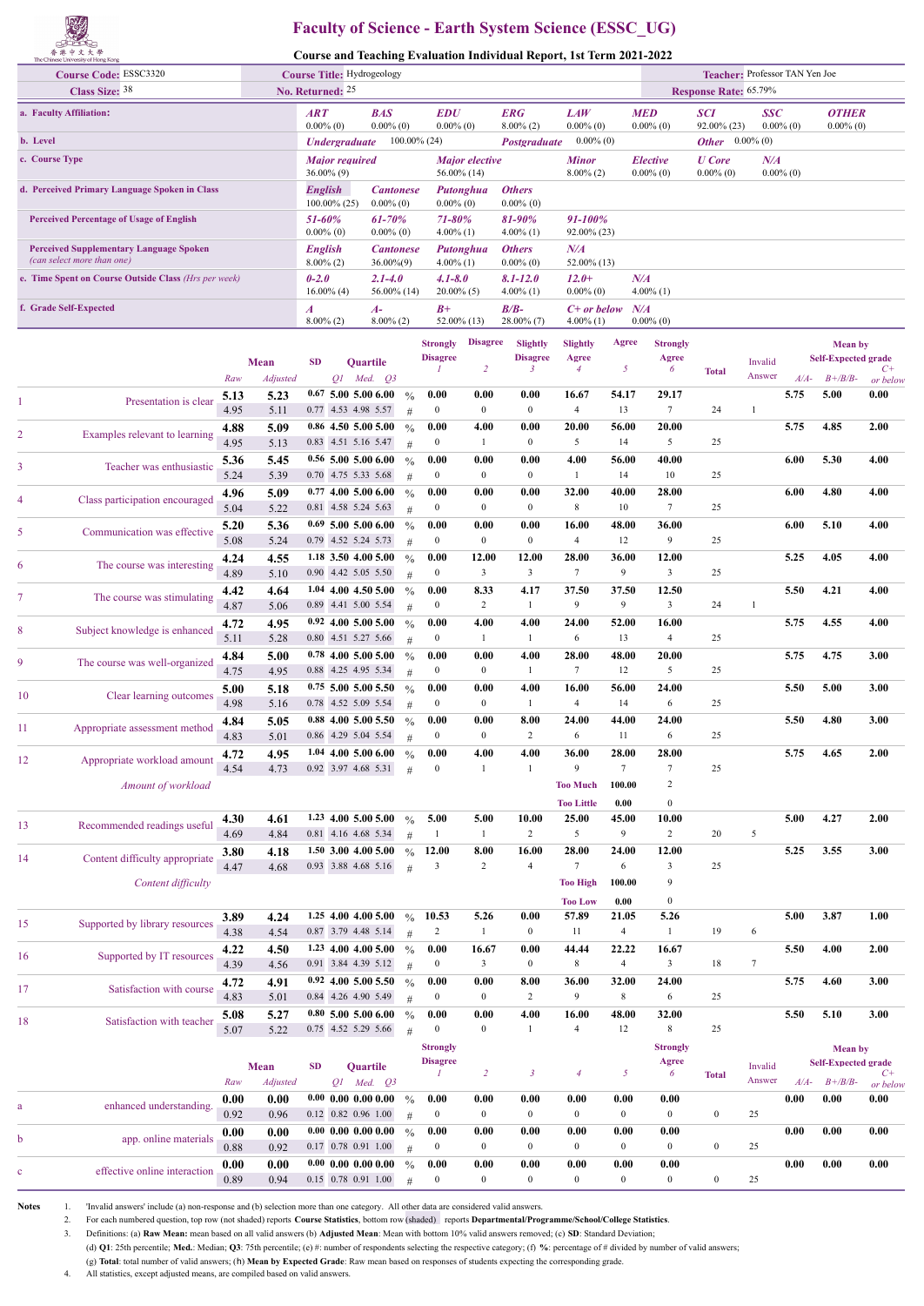香港中文大學 The Chinese University of Hong Kong

# Faculty of Science - Earth System Science (ESSC_UG)

## Course and Teaching Evaluation Individual Report, 1st Term 2021-2022

| | | | |
|---|---|---|---|
| **Course Code:** ESSC3320 | **Course Title:** Hydrogeology | | **Teacher:** Professor TAN Yen Joe |
| **Class Size:** 38 | **No. Returned:** 25 | | **Response Rate:** 65.79% |

| | | | | | | | | | |
|---|---|---|---|---|---|---|---|---|---|
| **a. Faculty Affiliation:** | *ART* 0.00% (0) | *BAS* 0.00% (0) | *EDU* 0.00% (0) | *ERG* 8.00% (2) | *LAW* 0.00% (0) | *MED* 0.00% (0) | *SCI* 92.00% (23) | *SSC* 0.00% (0) | *OTHER* 0.00% (0) |
| **b. Level** | *Undergraduate* 100.00% (24) | | *Postgraduate* 0.00% (0) | | *Other* 0.00% (0) | | | | |
| **c. Course Type** | *Major required* 36.00% (9) | | *Major elective* 56.00% (14) | | *Minor* 8.00% (2) | *Elective* 0.00% (0) | *U Core* 0.00% (0) | *N/A* 0.00% (0) | |
| **d. Perceived Primary Language Spoken in Class** | *English* 100.00% (25) | *Cantonese* 0.00% (0) | *Putonghua* 0.00% (0) | *Others* 0.00% (0) | | | | | |
| **Perceived Percentage of Usage of English** | *51-60%* 0.00% (0) | *61-70%* 0.00% (0) | *71-80%* 4.00% (1) | *81-90%* 4.00% (1) | *91-100%* 92.00% (23) | | | | |
| **Perceived Supplementary Language Spoken** *(can select more than one)* | *English* 8.00% (2) | *Cantonese* 36.00%(9) | *Putonghua* 4.00% (1) | *Others* 0.00% (0) | *N/A* 52.00% (13) | | | | |
| **e. Time Spent on Course Outside Class** *(Hrs per week)* | *0-2.0* 16.00% (4) | *2.1-4.0* 56.00% (14) | *4.1-8.0* 20.00% (5) | *8.1-12.0* 4.00% (1) | *12.0+* 0.00% (0) | *N/A* 4.00% (1) | | | |
| **f. Grade Self-Expected** | *A* 8.00% (2) | *A-* 8.00% (2) | *B+* 52.00% (13) | *B/B-* 28.00% (7) | *C+ or below* 4.00% (1) | *N/A* 0.00% (0) | | | |

| # | Item | Mean Raw | Mean Adjusted | SD | Q1 | Med. | Q3 | | Strongly Disagree 1 | Disagree 2 | Slightly Disagree 3 | Slightly Agree 4 | Agree 5 | Strongly Agree 6 | Total | Invalid Answer | Mean by Self-Expected grade A/A- | B+/B/B- | C+ or below |
|---|---|---|---|---|---|---|---|---|---|---|---|---|---|---|---|---|---|---|---|
| 1 | Presentation is clear | **5.13** | **5.23** | **0.67** | **5.00** | **5.00** | **6.00** | % | 0.00 | 0.00 | 0.00 | 16.67 | 54.17 | 29.17 | | | 5.75 | 5.00 | 0.00 |
| | | 4.95 | 5.11 | 0.77 | 4.53 | 4.98 | 5.57 | # | 0 | 0 | 0 | 4 | 13 | 7 | 24 | 1 | | | |
| 2 | Examples relevant to learning | **4.88** | **5.09** | **0.86** | **4.50** | **5.00** | **5.00** | % | 0.00 | 4.00 | 0.00 | 20.00 | 56.00 | 20.00 | | | 5.75 | 4.85 | 2.00 |
| | | 4.95 | 5.13 | 0.83 | 4.51 | 5.16 | 5.47 | # | 0 | 1 | 0 | 5 | 14 | 5 | 25 | | | | |
| 3 | Teacher was enthusiastic | **5.36** | **5.45** | **0.56** | **5.00** | **5.00** | **6.00** | % | 0.00 | 0.00 | 0.00 | 4.00 | 56.00 | 40.00 | | | 6.00 | 5.30 | 4.00 |
| | | 5.24 | 5.39 | 0.70 | 4.75 | 5.33 | 5.68 | # | 0 | 0 | 0 | 1 | 14 | 10 | 25 | | | | |
| 4 | Class participation encouraged | **4.96** | **5.09** | **0.77** | **4.00** | **5.00** | **6.00** | % | 0.00 | 0.00 | 0.00 | 32.00 | 40.00 | 28.00 | | | 6.00 | 4.80 | 4.00 |
| | | 5.04 | 5.22 | 0.81 | 4.58 | 5.24 | 5.63 | # | 0 | 0 | 0 | 8 | 10 | 7 | 25 | | | | |
| 5 | Communication was effective | **5.20** | **5.36** | **0.69** | **5.00** | **5.00** | **6.00** | % | 0.00 | 0.00 | 0.00 | 16.00 | 48.00 | 36.00 | | | 6.00 | 5.10 | 4.00 |
| | | 5.08 | 5.24 | 0.79 | 4.52 | 5.24 | 5.73 | # | 0 | 0 | 0 | 4 | 12 | 9 | 25 | | | | |
| 6 | The course was interesting | **4.24** | **4.55** | **1.18** | **3.50** | **4.00** | **5.00** | % | 0.00 | 12.00 | 12.00 | 28.00 | 36.00 | 12.00 | | | 5.25 | 4.05 | 4.00 |
| | | 4.89 | 5.10 | 0.90 | 4.42 | 5.05 | 5.50 | # | 0 | 3 | 3 | 7 | 9 | 3 | 25 | | | | |
| 7 | The course was stimulating | **4.42** | **4.64** | **1.04** | **4.00** | **4.50** | **5.00** | % | 0.00 | 8.33 | 4.17 | 37.50 | 37.50 | 12.50 | | | 5.50 | 4.21 | 4.00 |
| | | 4.87 | 5.06 | 0.89 | 4.41 | 5.00 | 5.54 | # | 0 | 2 | 1 | 9 | 9 | 3 | 24 | 1 | | | |
| 8 | Subject knowledge is enhanced | **4.72** | **4.95** | **0.92** | **4.00** | **5.00** | **5.00** | % | 0.00 | 4.00 | 4.00 | 24.00 | 52.00 | 16.00 | | | 5.75 | 4.55 | 4.00 |
| | | 5.11 | 5.28 | 0.80 | 4.51 | 5.27 | 5.66 | # | 0 | 1 | 1 | 6 | 13 | 4 | 25 | | | | |
| 9 | The course was well-organized | **4.84** | **5.00** | **0.78** | **4.00** | **5.00** | **5.00** | % | 0.00 | 0.00 | 4.00 | 28.00 | 48.00 | 20.00 | | | 5.75 | 4.75 | 3.00 |
| | | 4.75 | 4.95 | 0.88 | 4.25 | 4.95 | 5.34 | # | 0 | 0 | 1 | 7 | 12 | 5 | 25 | | | | |
| 10 | Clear learning outcomes | **5.00** | **5.18** | **0.75** | **5.00** | **5.00** | **5.50** | % | 0.00 | 0.00 | 4.00 | 16.00 | 56.00 | 24.00 | | | 5.50 | 5.00 | 3.00 |
| | | 4.98 | 5.16 | 0.78 | 4.52 | 5.09 | 5.54 | # | 0 | 0 | 1 | 4 | 14 | 6 | 25 | | | | |
| 11 | Appropriate assessment method | **4.84** | **5.05** | **0.88** | **4.00** | **5.00** | **5.50** | % | 0.00 | 0.00 | 8.00 | 24.00 | 44.00 | 24.00 | | | 5.50 | 4.80 | 3.00 |
| | | 4.83 | 5.01 | 0.86 | 4.29 | 5.04 | 5.54 | # | 0 | 0 | 2 | 6 | 11 | 6 | 25 | | | | |
| 12 | Appropriate workload amount | **4.72** | **4.95** | **1.04** | **4.00** | **5.00** | **6.00** | % | 0.00 | 4.00 | 4.00 | 36.00 | 28.00 | 28.00 | | | 5.75 | 4.65 | 2.00 |
| | | 4.54 | 4.73 | 0.92 | 3.97 | 4.68 | 5.31 | # | 0 | 1 | 1 | 9 | 7 | 7 | 25 | | | | |
| | *Amount of workload* | | | | | | | | | | | Too Much | 100.00 | 2 | | | | | |
| | | | | | | | | | | | | Too Little | 0.00 | 0 | | | | | |
| 13 | Recommended readings useful | **4.30** | **4.61** | **1.23** | **4.00** | **5.00** | **5.00** | % | 5.00 | 5.00 | 10.00 | 25.00 | 45.00 | 10.00 | | | 5.00 | 4.27 | 2.00 |
| | | 4.69 | 4.84 | 0.81 | 4.16 | 4.68 | 5.34 | # | 1 | 1 | 2 | 5 | 9 | 2 | 20 | 5 | | | |
| 14 | Content difficulty appropriate | **3.80** | **4.18** | **1.50** | **3.00** | **4.00** | **5.00** | % | 12.00 | 8.00 | 16.00 | 28.00 | 24.00 | 12.00 | | | 5.25 | 3.55 | 3.00 |
| | | 4.47 | 4.68 | 0.93 | 3.88 | 4.68 | 5.16 | # | 3 | 2 | 4 | 7 | 6 | 3 | 25 | | | | |
| | *Content difficulty* | | | | | | | | | | | Too High | 100.00 | 9 | | | | | |
| | | | | | | | | | | | | Too Low | 0.00 | 0 | | | | | |
| 15 | Supported by library resources | **3.89** | **4.24** | **1.25** | **4.00** | **4.00** | **5.00** | % | 10.53 | 5.26 | 0.00 | 57.89 | 21.05 | 5.26 | | | 5.00 | 3.87 | 1.00 |
| | | 4.38 | 4.54 | 0.87 | 3.79 | 4.48 | 5.14 | # | 2 | 1 | 0 | 11 | 4 | 1 | 19 | 6 | | | |
| 16 | Supported by IT resources | **4.22** | **4.50** | **1.23** | **4.00** | **4.00** | **5.00** | % | 0.00 | 16.67 | 0.00 | 44.44 | 22.22 | 16.67 | | | 5.50 | 4.00 | 2.00 |
| | | 4.39 | 4.56 | 0.91 | 3.84 | 4.39 | 5.12 | # | 0 | 3 | 0 | 8 | 4 | 3 | 18 | 7 | | | |
| 17 | Satisfaction with course | **4.72** | **4.91** | **0.92** | **4.00** | **5.00** | **5.50** | % | 0.00 | 0.00 | 8.00 | 36.00 | 32.00 | 24.00 | | | 5.75 | 4.60 | 3.00 |
| | | 4.83 | 5.01 | 0.84 | 4.26 | 4.90 | 5.49 | # | 0 | 0 | 2 | 9 | 8 | 6 | 25 | | | | |
| 18 | Satisfaction with teacher | **5.08** | **5.27** | **0.80** | **5.00** | **5.00** | **6.00** | % | 0.00 | 0.00 | 4.00 | 16.00 | 48.00 | 32.00 | | | 5.50 | 5.10 | 3.00 |
| | | 5.07 | 5.22 | 0.75 | 4.52 | 5.29 | 5.66 | # | 0 | 0 | 1 | 4 | 12 | 8 | 25 | | | | |

| # | Item | Mean Raw | Mean Adjusted | SD | Q1 | Med. | Q3 | | Strongly Disagree 1 | 2 | 3 | 4 | 5 | Strongly Agree 6 | Total | Invalid Answer | Mean by Self-Expected grade A/A- | B+/B/B- | C+ or below |
|---|---|---|---|---|---|---|---|---|---|---|---|---|---|---|---|---|---|---|---|
| a | enhanced understanding. | **0.00** | **0.00** | **0.00** | **0.00** | **0.00** | **0.00** | % | 0.00 | 0.00 | 0.00 | 0.00 | 0.00 | 0.00 | | | 0.00 | 0.00 | 0.00 |
| | | 0.92 | 0.96 | 0.12 | 0.82 | 0.96 | 1.00 | # | 0 | 0 | 0 | 0 | 0 | 0 | 0 | 25 | | | |
| b | app. online materials | **0.00** | **0.00** | **0.00** | **0.00** | **0.00** | **0.00** | % | 0.00 | 0.00 | 0.00 | 0.00 | 0.00 | 0.00 | | | 0.00 | 0.00 | 0.00 |
| | | 0.88 | 0.92 | 0.17 | 0.78 | 0.91 | 1.00 | # | 0 | 0 | 0 | 0 | 0 | 0 | 0 | 25 | | | |
| c | effective online interaction | **0.00** | **0.00** | **0.00** | **0.00** | **0.00** | **0.00** | % | 0.00 | 0.00 | 0.00 | 0.00 | 0.00 | 0.00 | | | 0.00 | 0.00 | 0.00 |
| | | 0.89 | 0.94 | 0.15 | 0.78 | 0.91 | 1.00 | # | 0 | 0 | 0 | 0 | 0 | 0 | 0 | 25 | | | |

**Notes**

1. 'Invalid answers' include (a) non-response and (b) selection more than one category. All other data are considered valid answers.
2. For each numbered question, top row (not shaded) reports **Course Statistics**, bottom row (shaded) reports **Departmental/Programme/School/College Statistics**.
3. Definitions: (a) **Raw Mean:** mean based on all valid answers (b) **Adjusted Mean**: Mean with bottom 10% valid answers removed; (c) **SD**: Standard Deviation;
   (d) **Q1**: 25th percentile; **Med.**: Median; **Q3**: 75th percentile; (e) **#**: number of respondents selecting the respective category; (f) **%**: percentage of # divided by number of valid answers;
   (g) **Total**: total number of valid answers; (h) **Mean by Expected Grade**: Raw mean based on responses of students expecting the corresponding grade.
4. All statistics, except adjusted means, are compiled based on valid answers.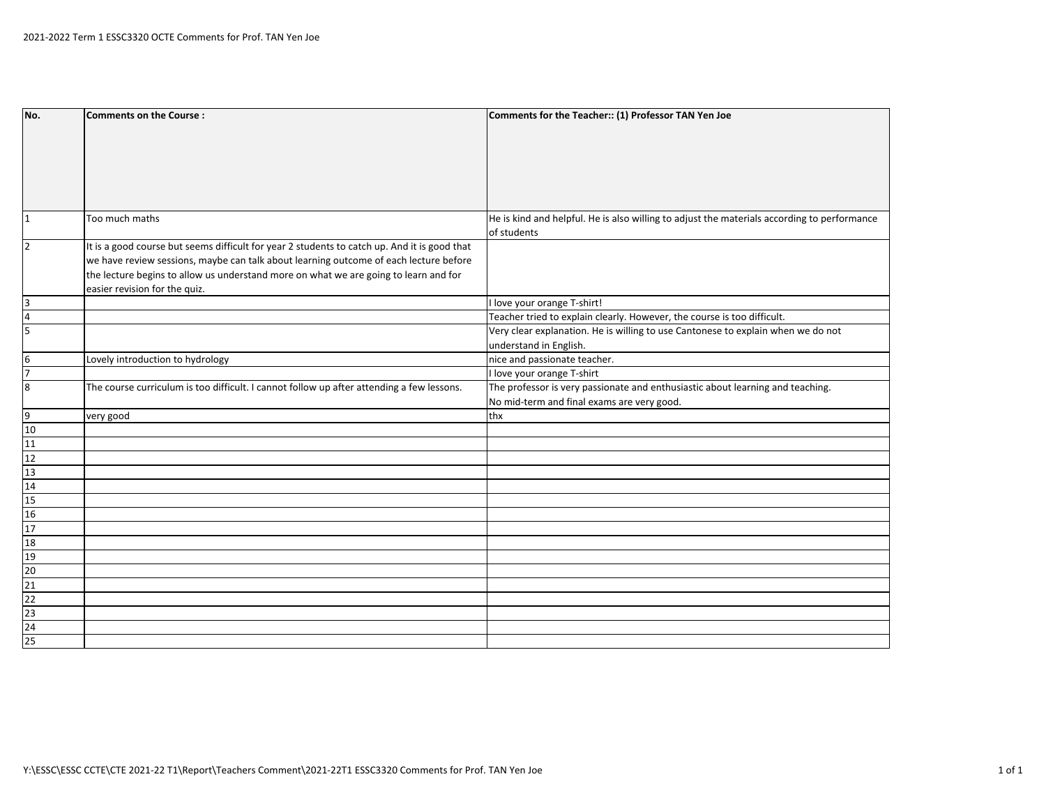2021-2022 Term 1 ESSC3320 OCTE Comments for Prof. TAN Yen Joe

| No. | Comments on the Course : | Comments for the Teacher:: (1) Professor TAN Yen Joe |
|---|---|---|
| 1 | Too much maths | He is kind and helpful. He is also willing to adjust the materials according to performance of students |
| 2 | It is a good course but seems difficult for year 2 students to catch up. And it is good that we have review sessions, maybe can talk about learning outcome of each lecture before the lecture begins to allow us understand more on what we are going to learn and for easier revision for the quiz. | |
| 3 | | I love your orange T-shirt! |
| 4 | | Teacher tried to explain clearly. However, the course is too difficult. |
| 5 | | Very clear explanation. He is willing to use Cantonese to explain when we do not understand in English. |
| 6 | Lovely introduction to hydrology | nice and passionate teacher. |
| 7 | | I love your orange T-shirt |
| 8 | The course curriculum is too difficult. I cannot follow up after attending a few lessons. | The professor is very passionate and enthusiastic about learning and teaching. No mid-term and final exams are very good. |
| 9 | very good | thx |
| 10 | | |
| 11 | | |
| 12 | | |
| 13 | | |
| 14 | | |
| 15 | | |
| 16 | | |
| 17 | | |
| 18 | | |
| 19 | | |
| 20 | | |
| 21 | | |
| 22 | | |
| 23 | | |
| 24 | | |
| 25 | | |

Y:\ESSC\ESSC CCTE\CTE 2021-22 T1\Report\Teachers Comment\2021-22T1 ESSC3320 Comments for Prof. TAN Yen Joe